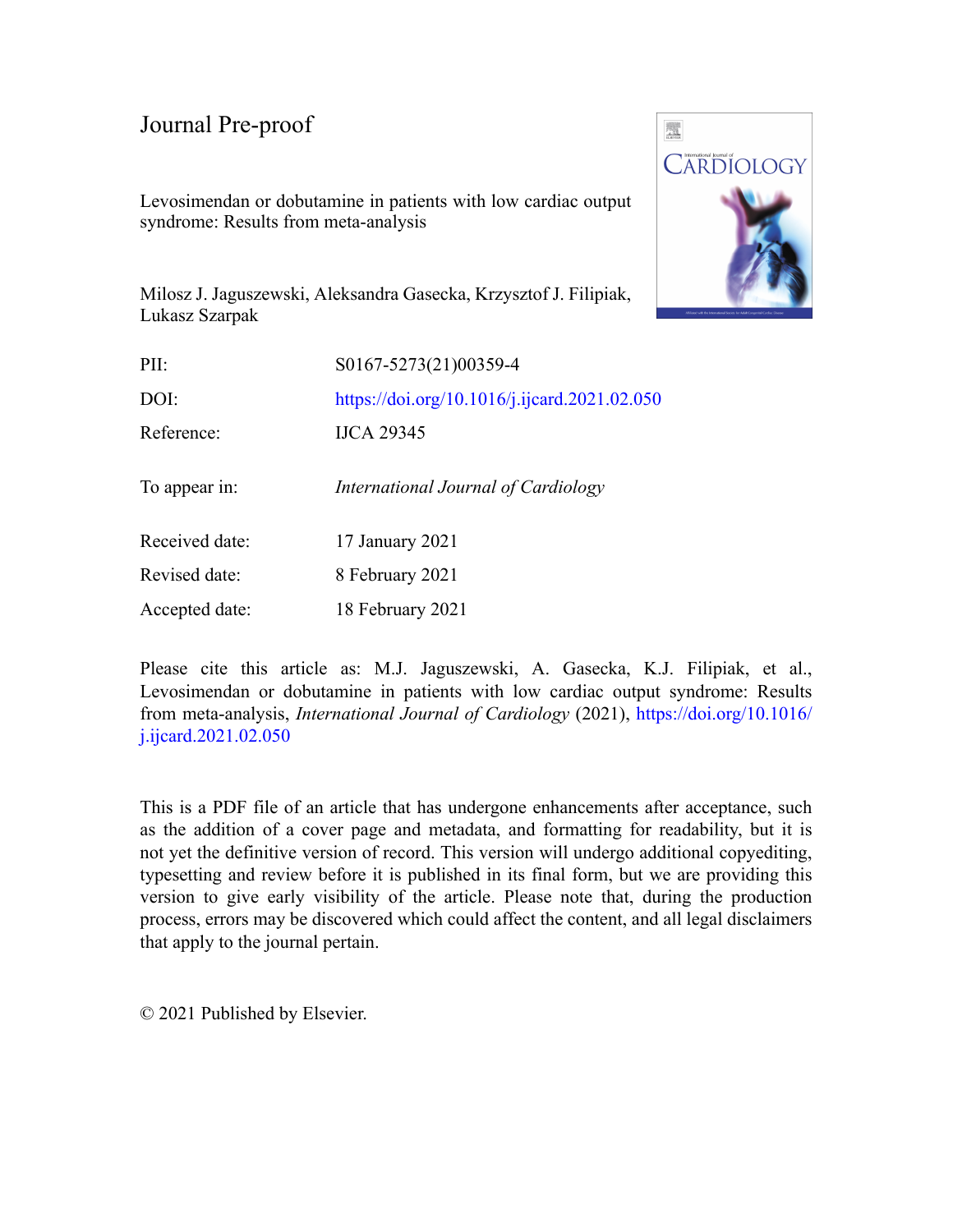# Journal Pre-proof

Levosimendan or dobutamine in patients with low cardiac output syndrome: Results from meta-analysis

Milosz J. Jaguszewski, Aleksandra Gasecka, Krzysztof J. Filipiak, Lukasz Szarpak

| | |
|---|---|
| PII: | S0167-5273(21)00359-4 |
| DOI: | https://doi.org/10.1016/j.ijcard.2021.02.050 |
| Reference: | IJCA 29345 |
| To appear in: | *International Journal of Cardiology* |
| Received date: | 17 January 2021 |
| Revised date: | 8 February 2021 |
| Accepted date: | 18 February 2021 |

Please cite this article as: M.J. Jaguszewski, A. Gasecka, K.J. Filipiak, et al., Levosimendan or dobutamine in patients with low cardiac output syndrome: Results from meta-analysis, *International Journal of Cardiology* (2021), https://doi.org/10.1016/j.ijcard.2021.02.050

This is a PDF file of an article that has undergone enhancements after acceptance, such as the addition of a cover page and metadata, and formatting for readability, but it is not yet the definitive version of record. This version will undergo additional copyediting, typesetting and review before it is published in its final form, but we are providing this version to give early visibility of the article. Please note that, during the production process, errors may be discovered which could affect the content, and all legal disclaimers that apply to the journal pertain.

© 2021 Published by Elsevier.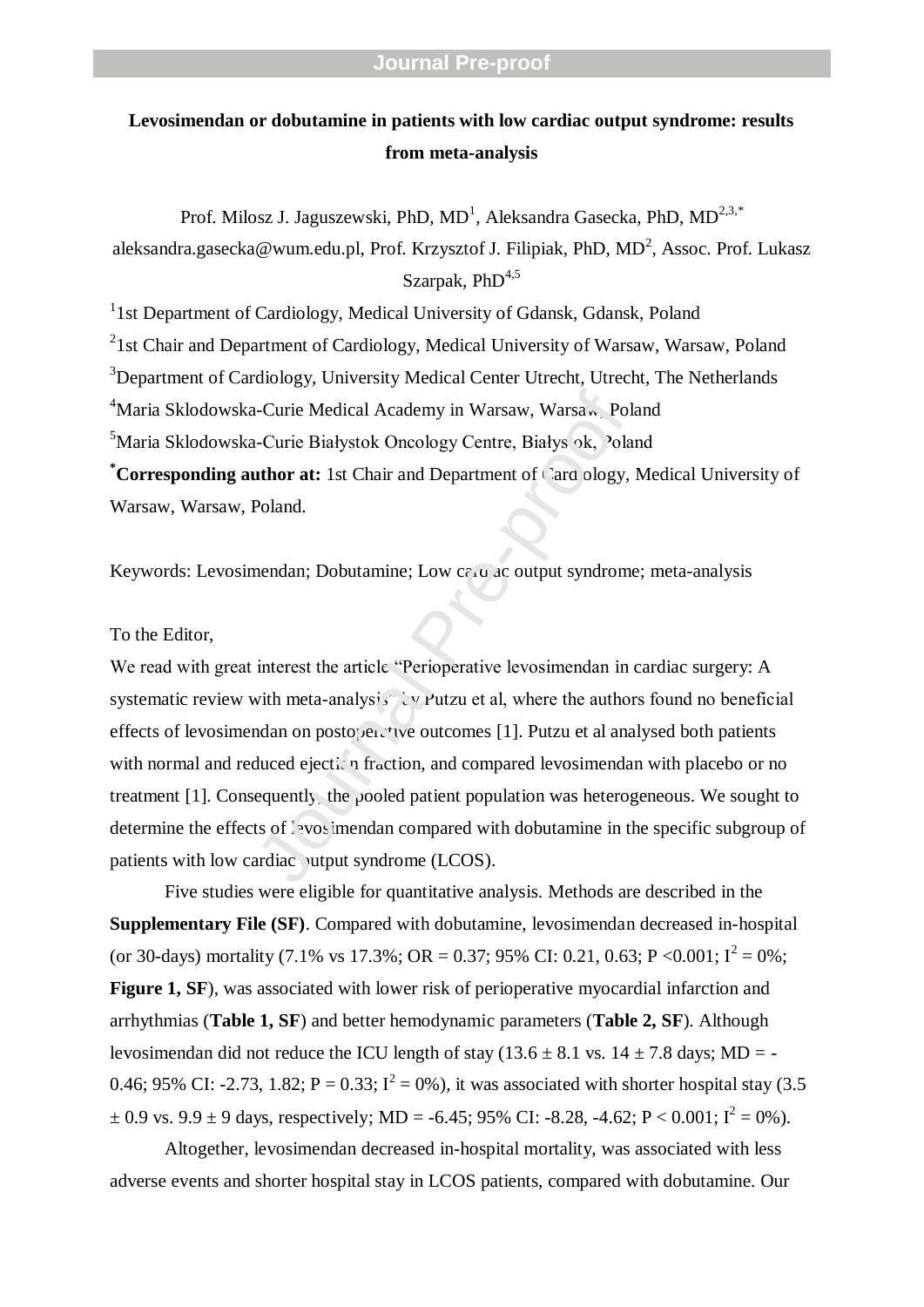**Levosimendan or dobutamine in patients with low cardiac output syndrome: results from meta-analysis**

Prof. Milosz J. Jaguszewski, PhD, MD[1], Aleksandra Gasecka, PhD, MD[2,3,*] aleksandra.gasecka@wum.edu.pl, Prof. Krzysztof J. Filipiak, PhD, MD[2], Assoc. Prof. Lukasz Szarpak, PhD[4,5]

[1]1st Department of Cardiology, Medical University of Gdansk, Gdansk, Poland

[2]1st Chair and Department of Cardiology, Medical University of Warsaw, Warsaw, Poland

[3]Department of Cardiology, University Medical Center Utrecht, Utrecht, The Netherlands

[4]Maria Sklodowska-Curie Medical Academy in Warsaw, Warsaw, Poland

[5]Maria Sklodowska-Curie Białystok Oncology Centre, Białystok, Poland

[*]**Corresponding author at:** 1st Chair and Department of Cardiology, Medical University of Warsaw, Warsaw, Poland.

Keywords: Levosimendan; Dobutamine; Low cardiac output syndrome; meta-analysis

To the Editor,

We read with great interest the article "Perioperative levosimendan in cardiac surgery: A systematic review with meta-analysis" by Putzu et al, where the authors found no beneficial effects of levosimendan on postoperative outcomes [1]. Putzu et al analysed both patients with normal and reduced ejection fraction, and compared levosimendan with placebo or no treatment [1]. Consequently, the pooled patient population was heterogeneous. We sought to determine the effects of levosimendan compared with dobutamine in the specific subgroup of patients with low cardiac output syndrome (LCOS).

Five studies were eligible for quantitative analysis. Methods are described in the **Supplementary File (SF)**. Compared with dobutamine, levosimendan decreased in-hospital (or 30-days) mortality (7.1% vs 17.3%; OR = 0.37; 95% CI: 0.21, 0.63; P <0.001; $I^2$ = 0%; **Figure 1, SF**), was associated with lower risk of perioperative myocardial infarction and arrhythmias (**Table 1, SF**) and better hemodynamic parameters (**Table 2, SF**). Although levosimendan did not reduce the ICU length of stay (13.6 ± 8.1 vs. 14 ± 7.8 days; MD = -0.46; 95% CI: -2.73, 1.82; P = 0.33; $I^2$ = 0%), it was associated with shorter hospital stay (3.5 ± 0.9 vs. 9.9 ± 9 days, respectively; MD = -6.45; 95% CI: -8.28, -4.62; P < 0.001; $I^2$ = 0%).

Altogether, levosimendan decreased in-hospital mortality, was associated with less adverse events and shorter hospital stay in LCOS patients, compared with dobutamine. Our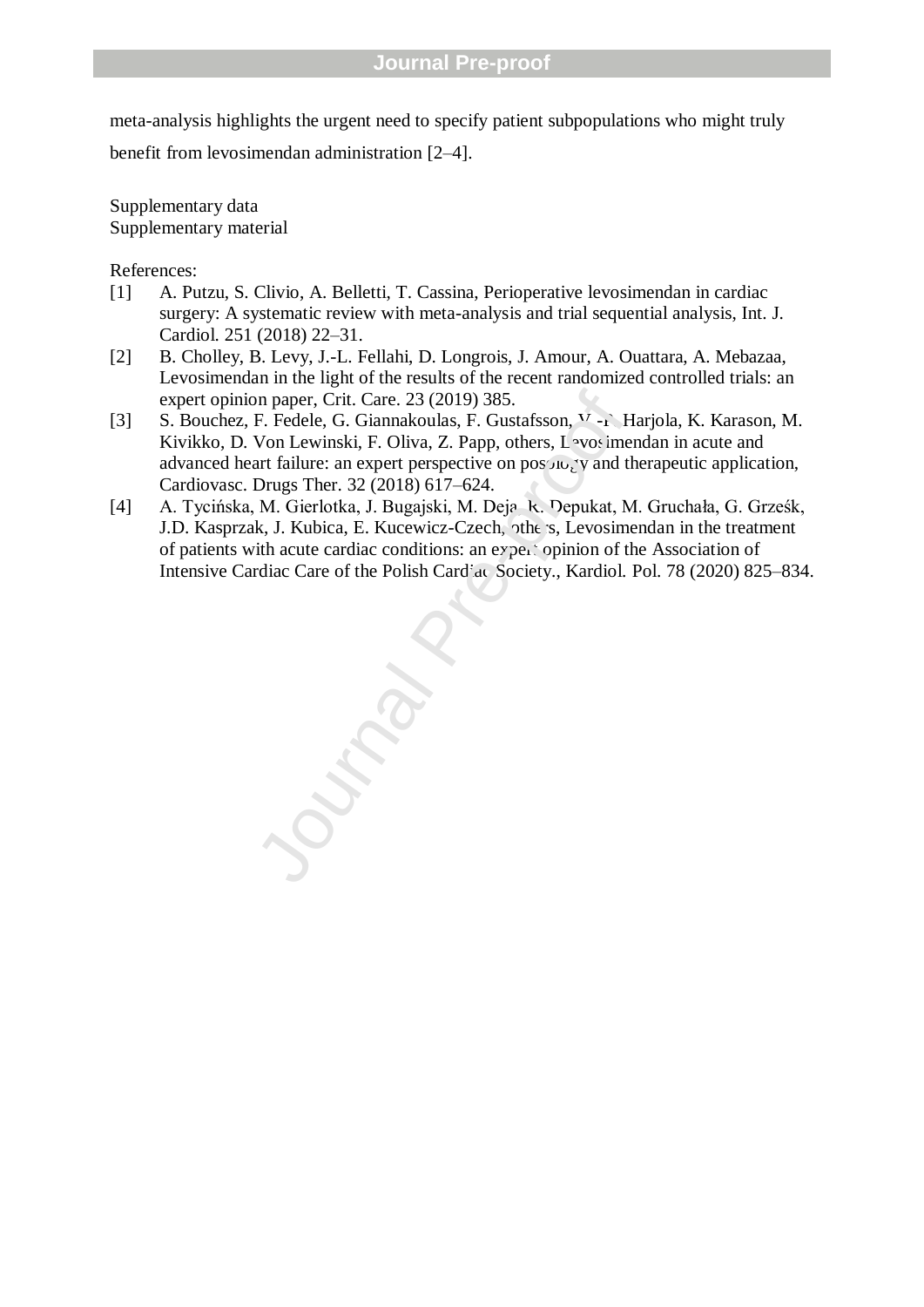meta-analysis highlights the urgent need to specify patient subpopulations who might truly benefit from levosimendan administration [2–4].

Supplementary data
Supplementary material

References:

[1] A. Putzu, S. Clivio, A. Belletti, T. Cassina, Perioperative levosimendan in cardiac surgery: A systematic review with meta-analysis and trial sequential analysis, Int. J. Cardiol. 251 (2018) 22–31.

[2] B. Cholley, B. Levy, J.-L. Fellahi, D. Longrois, J. Amour, A. Ouattara, A. Mebazaa, Levosimendan in the light of the results of the recent randomized controlled trials: an expert opinion paper, Crit. Care. 23 (2019) 385.

[3] S. Bouchez, F. Fedele, G. Giannakoulas, F. Gustafsson, V.-P. Harjola, K. Karason, M. Kivikko, D. Von Lewinski, F. Oliva, Z. Papp, others, Levosimendan in acute and advanced heart failure: an expert perspective on posology and therapeutic application, Cardiovasc. Drugs Ther. 32 (2018) 617–624.

[4] A. Tycińska, M. Gierlotka, J. Bugajski, M. Deja, K. Depukat, M. Gruchała, G. Grześk, J.D. Kasprzak, J. Kubica, E. Kucewicz-Czech, others, Levosimendan in the treatment of patients with acute cardiac conditions: an expert opinion of the Association of Intensive Cardiac Care of the Polish Cardiac Society., Kardiol. Pol. 78 (2020) 825–834.